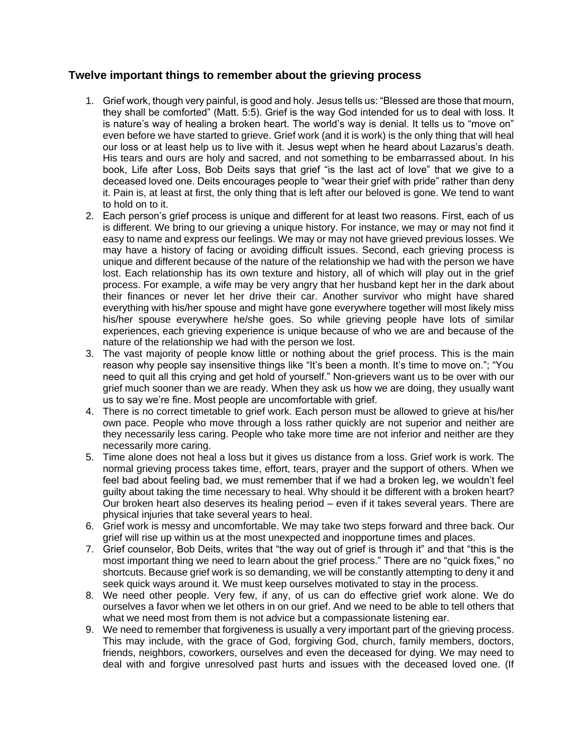### Twelve important things to remember about the grieving process

1. Grief work, though very painful, is good and holy. Jesus tells us: "Blessed are those that mourn, they shall be comforted" (Matt. 5:5). Grief is the way God intended for us to deal with loss. It is nature's way of healing a broken heart. The world's way is denial. It tells us to "move on" even before we have started to grieve. Grief work (and it is work) is the only thing that will heal our loss or at least help us to live with it. Jesus wept when he heard about Lazarus's death. His tears and ours are holy and sacred, and not something to be embarrassed about. In his book, Life after Loss, Bob Deits says that grief "is the last act of love" that we give to a deceased loved one. Deits encourages people to "wear their grief with pride" rather than deny it. Pain is, at least at first, the only thing that is left after our beloved is gone. We tend to want to hold on to it.
2. Each person's grief process is unique and different for at least two reasons. First, each of us is different. We bring to our grieving a unique history. For instance, we may or may not find it easy to name and express our feelings. We may or may not have grieved previous losses. We may have a history of facing or avoiding difficult issues. Second, each grieving process is unique and different because of the nature of the relationship we had with the person we have lost. Each relationship has its own texture and history, all of which will play out in the grief process. For example, a wife may be very angry that her husband kept her in the dark about their finances or never let her drive their car. Another survivor who might have shared everything with his/her spouse and might have gone everywhere together will most likely miss his/her spouse everywhere he/she goes. So while grieving people have lots of similar experiences, each grieving experience is unique because of who we are and because of the nature of the relationship we had with the person we lost.
3. The vast majority of people know little or nothing about the grief process. This is the main reason why people say insensitive things like "It's been a month. It's time to move on."; "You need to quit all this crying and get hold of yourself." Non-grievers want us to be over with our grief much sooner than we are ready. When they ask us how we are doing, they usually want us to say we're fine. Most people are uncomfortable with grief.
4. There is no correct timetable to grief work. Each person must be allowed to grieve at his/her own pace. People who move through a loss rather quickly are not superior and neither are they necessarily less caring. People who take more time are not inferior and neither are they necessarily more caring.
5. Time alone does not heal a loss but it gives us distance from a loss. Grief work is work. The normal grieving process takes time, effort, tears, prayer and the support of others. When we feel bad about feeling bad, we must remember that if we had a broken leg, we wouldn't feel guilty about taking the time necessary to heal. Why should it be different with a broken heart? Our broken heart also deserves its healing period – even if it takes several years. There are physical injuries that take several years to heal.
6. Grief work is messy and uncomfortable. We may take two steps forward and three back. Our grief will rise up within us at the most unexpected and inopportune times and places.
7. Grief counselor, Bob Deits, writes that "the way out of grief is through it" and that "this is the most important thing we need to learn about the grief process." There are no "quick fixes," no shortcuts. Because grief work is so demanding, we will be constantly attempting to deny it and seek quick ways around it. We must keep ourselves motivated to stay in the process.
8. We need other people. Very few, if any, of us can do effective grief work alone. We do ourselves a favor when we let others in on our grief. And we need to be able to tell others that what we need most from them is not advice but a compassionate listening ear.
9. We need to remember that forgiveness is usually a very important part of the grieving process. This may include, with the grace of God, forgiving God, church, family members, doctors, friends, neighbors, coworkers, ourselves and even the deceased for dying. We may need to deal with and forgive unresolved past hurts and issues with the deceased loved one. (If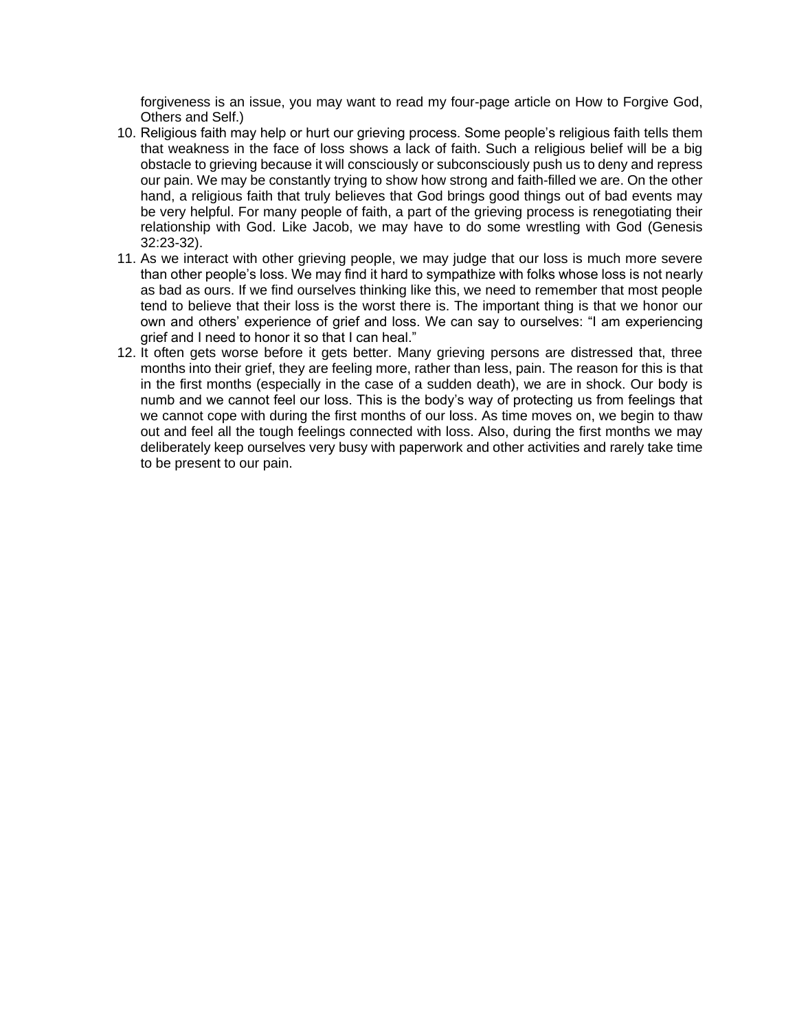forgiveness is an issue, you may want to read my four-page article on How to Forgive God, Others and Self.)

10. Religious faith may help or hurt our grieving process. Some people's religious faith tells them that weakness in the face of loss shows a lack of faith. Such a religious belief will be a big obstacle to grieving because it will consciously or subconsciously push us to deny and repress our pain. We may be constantly trying to show how strong and faith-filled we are. On the other hand, a religious faith that truly believes that God brings good things out of bad events may be very helpful. For many people of faith, a part of the grieving process is renegotiating their relationship with God. Like Jacob, we may have to do some wrestling with God (Genesis 32:23-32).
11. As we interact with other grieving people, we may judge that our loss is much more severe than other people's loss. We may find it hard to sympathize with folks whose loss is not nearly as bad as ours. If we find ourselves thinking like this, we need to remember that most people tend to believe that their loss is the worst there is. The important thing is that we honor our own and others' experience of grief and loss. We can say to ourselves: "I am experiencing grief and I need to honor it so that I can heal."
12. It often gets worse before it gets better. Many grieving persons are distressed that, three months into their grief, they are feeling more, rather than less, pain. The reason for this is that in the first months (especially in the case of a sudden death), we are in shock. Our body is numb and we cannot feel our loss. This is the body's way of protecting us from feelings that we cannot cope with during the first months of our loss. As time moves on, we begin to thaw out and feel all the tough feelings connected with loss. Also, during the first months we may deliberately keep ourselves very busy with paperwork and other activities and rarely take time to be present to our pain.